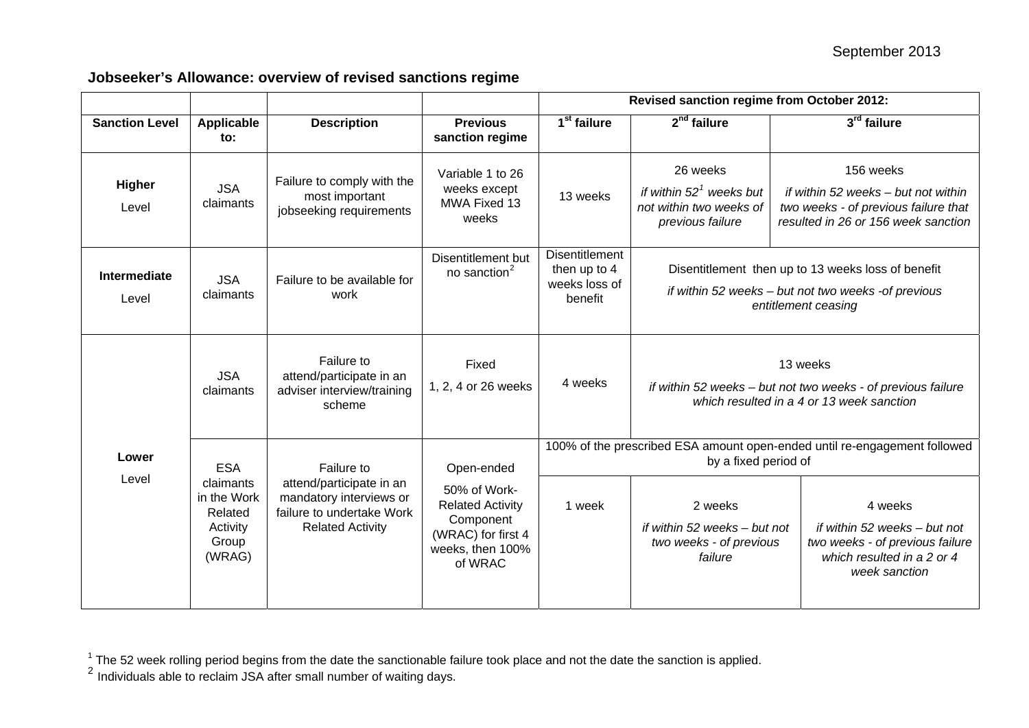September 2013

**Jobseeker's Allowance: overview of revised sanctions regime**

| | | | | Revised sanction regime from October 2012: | | |
|---|---|---|---|---|---|---|
| **Sanction Level** | **Applicable to:** | **Description** | **Previous sanction regime** | **1st failure** | **2nd failure** | **3rd failure** |
| **Higher** Level | JSA claimants | Failure to comply with the most important jobseeking requirements | Variable 1 to 26 weeks except MWA Fixed 13 weeks | 13 weeks | 26 weeks *if within 52[1] weeks but not within two weeks of previous failure* | 156 weeks *if within 52 weeks – but not within two weeks - of previous failure that resulted in 26 or 156 week sanction* |
| **Intermediate** Level | JSA claimants | Failure to be available for work | Disentitlement but no sanction[2] | Disentitlement then up to 4 weeks loss of benefit | Disentitlement then up to 13 weeks loss of benefit *if within 52 weeks – but not two weeks -of previous entitlement ceasing* | |
| **Lower** Level | JSA claimants | Failure to attend/participate in an adviser interview/training scheme | Fixed 1, 2, 4 or 26 weeks | 4 weeks | 13 weeks *if within 52 weeks – but not two weeks - of previous failure which resulted in a 4 or 13 week sanction* | |
| | ESA claimants in the Work Related Activity Group (WRAG) | Failure to attend/participate in an mandatory interviews or failure to undertake Work Related Activity | Open-ended 50% of Work-Related Activity Component (WRAC) for first 4 weeks, then 100% of WRAC | 100% of the prescribed ESA amount open-ended until re-engagement followed by a fixed period of | | |
| | | | | 1 week | 2 weeks *if within 52 weeks – but not two weeks - of previous failure* | 4 weeks *if within 52 weeks – but not two weeks - of previous failure which resulted in a 2 or 4 week sanction* |

[1] The 52 week rolling period begins from the date the sanctionable failure took place and not the date the sanction is applied.

[2] Individuals able to reclaim JSA after small number of waiting days.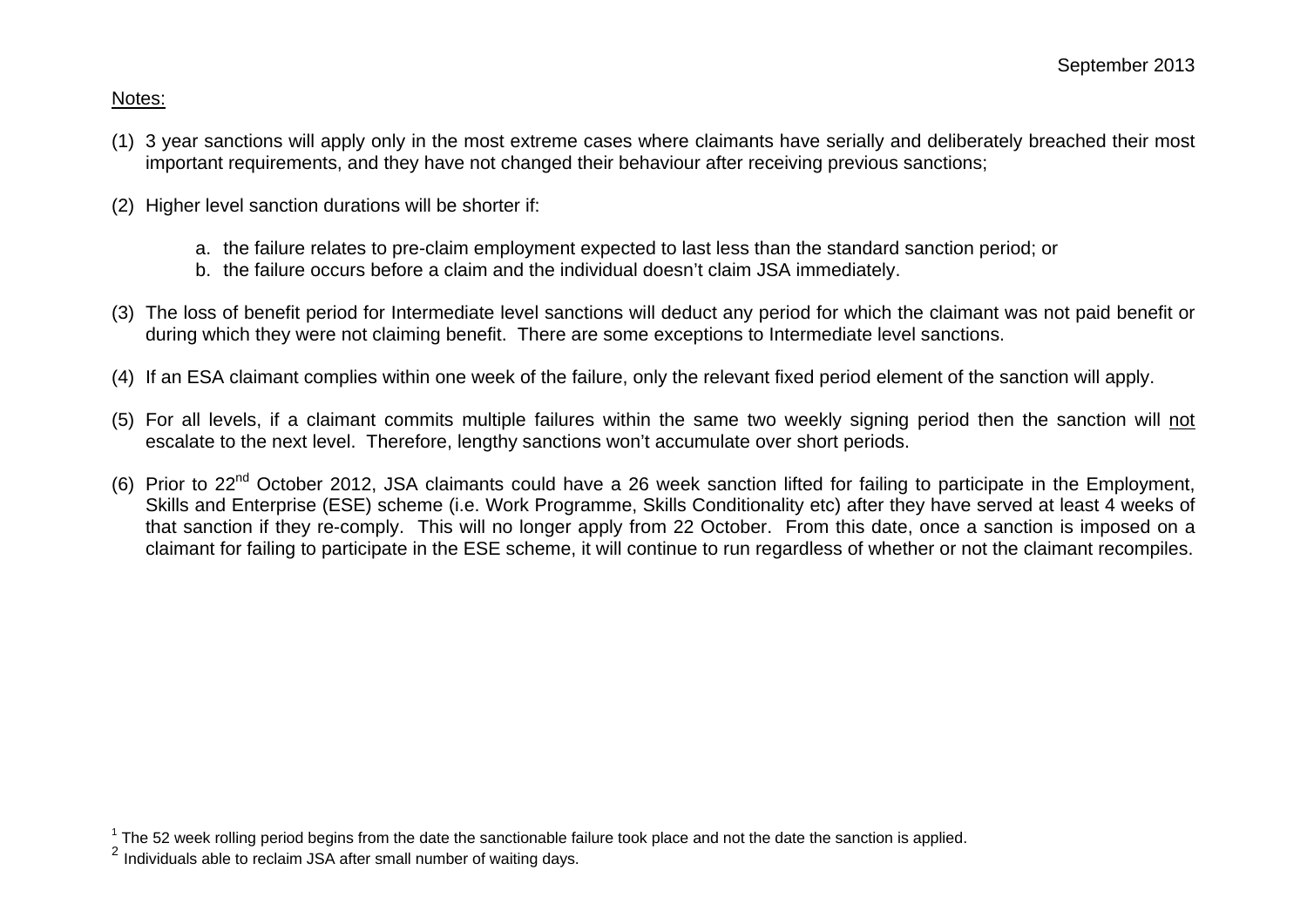September 2013

Notes:

(1) 3 year sanctions will apply only in the most extreme cases where claimants have serially and deliberately breached their most important requirements, and they have not changed their behaviour after receiving previous sanctions;

(2) Higher level sanction durations will be shorter if:

   a. the failure relates to pre-claim employment expected to last less than the standard sanction period; or
   b. the failure occurs before a claim and the individual doesn't claim JSA immediately.

(3) The loss of benefit period for Intermediate level sanctions will deduct any period for which the claimant was not paid benefit or during which they were not claiming benefit. There are some exceptions to Intermediate level sanctions.

(4) If an ESA claimant complies within one week of the failure, only the relevant fixed period element of the sanction will apply.

(5) For all levels, if a claimant commits multiple failures within the same two weekly signing period then the sanction will not escalate to the next level. Therefore, lengthy sanctions won't accumulate over short periods.

(6) Prior to 22nd October 2012, JSA claimants could have a 26 week sanction lifted for failing to participate in the Employment, Skills and Enterprise (ESE) scheme (i.e. Work Programme, Skills Conditionality etc) after they have served at least 4 weeks of that sanction if they re-comply. This will no longer apply from 22 October. From this date, once a sanction is imposed on a claimant for failing to participate in the ESE scheme, it will continue to run regardless of whether or not the claimant recompiles.

[1] The 52 week rolling period begins from the date the sanctionable failure took place and not the date the sanction is applied.

[2] Individuals able to reclaim JSA after small number of waiting days.